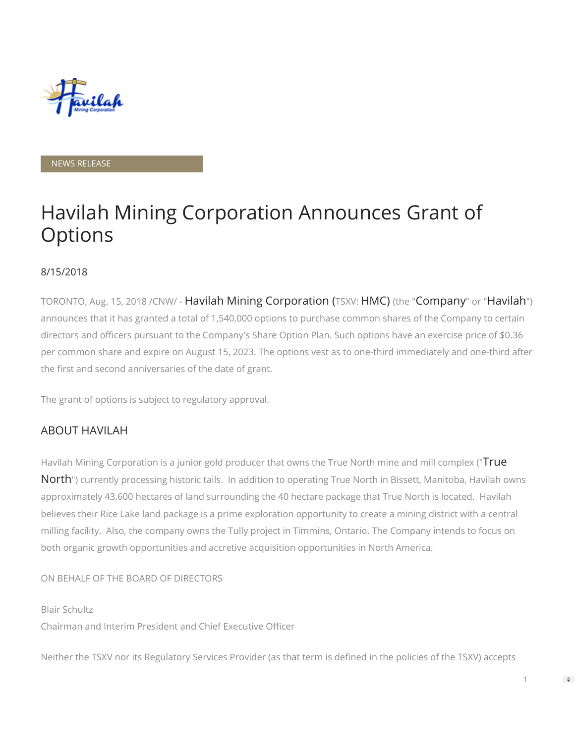NEWS RELEASE

# Havilah Mining Corporation Announces Grant of Options

8/15/2018

TORONTO, Aug. 15, 2018 /CNW/ - Havilah Mining Corporation (TSXV: HMC) (the "Company" or "Havilah") announces that it has granted a total of 1,540,000 options to purchase common shares of the Company to certain directors and officers pursuant to the Company's Share Option Plan. Such options have an exercise price of $0.36 per common share and expire on August 15, 2023. The options vest as to one-third immediately and one-third after the first and second anniversaries of the date of grant.

The grant of options is subject to regulatory approval.

## ABOUT HAVILAH

Havilah Mining Corporation is a junior gold producer that owns the True North mine and mill complex ("True North") currently processing historic tails. In addition to operating True North in Bissett, Manitoba, Havilah owns approximately 43,600 hectares of land surrounding the 40 hectare package that True North is located. Havilah believes their Rice Lake land package is a prime exploration opportunity to create a mining district with a central milling facility. Also, the company owns the Tully project in Timmins, Ontario. The Company intends to focus on both organic growth opportunities and accretive acquisition opportunities in North America.

ON BEHALF OF THE BOARD OF DIRECTORS

Blair Schultz
Chairman and Interim President and Chief Executive Officer

Neither the TSXV nor its Regulatory Services Provider (as that term is defined in the policies of the TSXV) accepts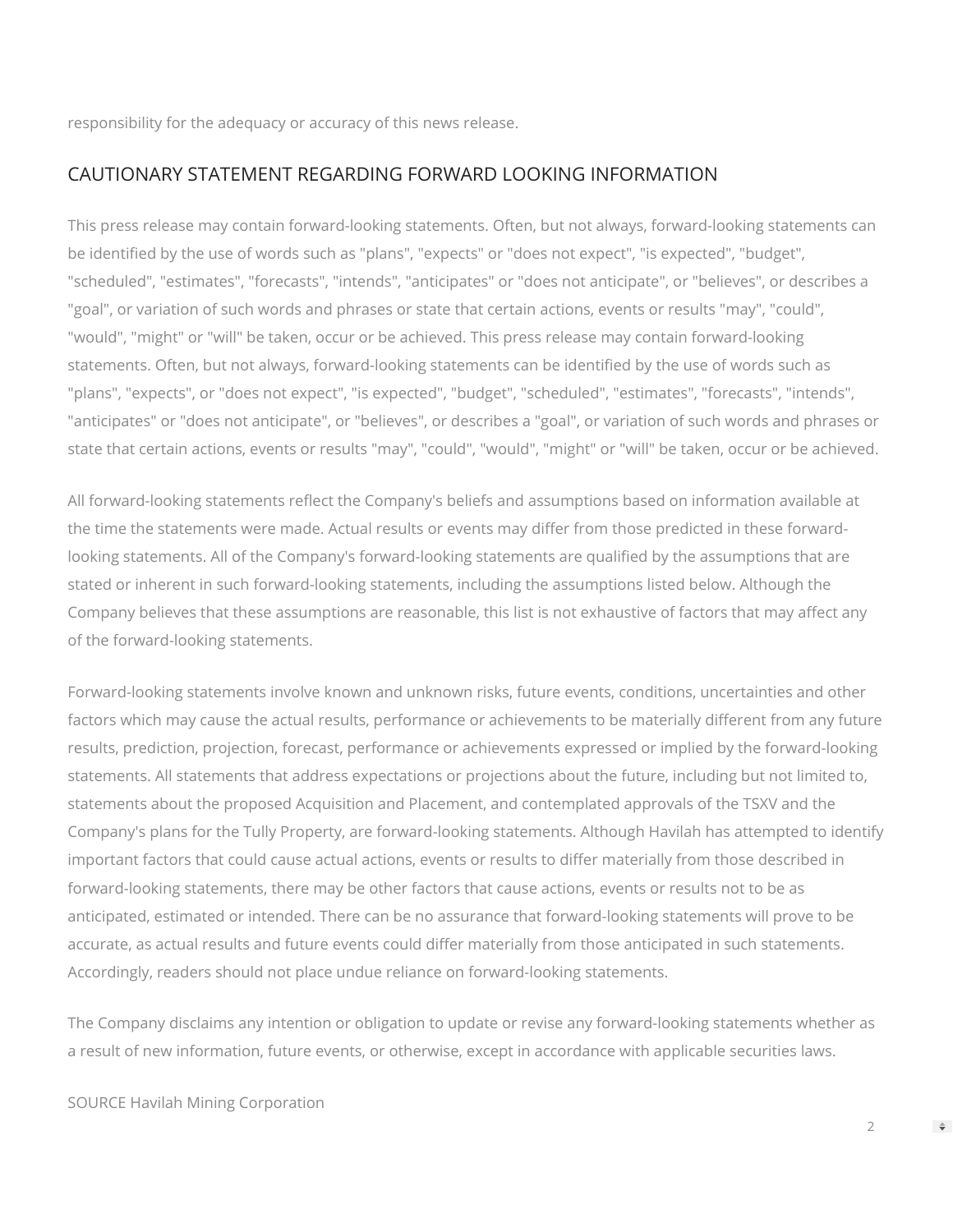responsibility for the adequacy or accuracy of this news release.

## CAUTIONARY STATEMENT REGARDING FORWARD LOOKING INFORMATION

This press release may contain forward-looking statements. Often, but not always, forward-looking statements can be identified by the use of words such as "plans", "expects" or "does not expect", "is expected", "budget", "scheduled", "estimates", "forecasts", "intends", "anticipates" or "does not anticipate", or "believes", or describes a "goal", or variation of such words and phrases or state that certain actions, events or results "may", "could", "would", "might" or "will" be taken, occur or be achieved. This press release may contain forward-looking statements. Often, but not always, forward-looking statements can be identified by the use of words such as "plans", "expects", or "does not expect", "is expected", "budget", "scheduled", "estimates", "forecasts", "intends", "anticipates" or "does not anticipate", or "believes", or describes a "goal", or variation of such words and phrases or state that certain actions, events or results "may", "could", "would", "might" or "will" be taken, occur or be achieved.

All forward-looking statements reflect the Company's beliefs and assumptions based on information available at the time the statements were made. Actual results or events may differ from those predicted in these forward-looking statements. All of the Company's forward-looking statements are qualified by the assumptions that are stated or inherent in such forward-looking statements, including the assumptions listed below. Although the Company believes that these assumptions are reasonable, this list is not exhaustive of factors that may affect any of the forward-looking statements.

Forward-looking statements involve known and unknown risks, future events, conditions, uncertainties and other factors which may cause the actual results, performance or achievements to be materially different from any future results, prediction, projection, forecast, performance or achievements expressed or implied by the forward-looking statements. All statements that address expectations or projections about the future, including but not limited to, statements about the proposed Acquisition and Placement, and contemplated approvals of the TSXV and the Company's plans for the Tully Property, are forward-looking statements. Although Havilah has attempted to identify important factors that could cause actual actions, events or results to differ materially from those described in forward-looking statements, there may be other factors that cause actions, events or results not to be as anticipated, estimated or intended. There can be no assurance that forward-looking statements will prove to be accurate, as actual results and future events could differ materially from those anticipated in such statements. Accordingly, readers should not place undue reliance on forward-looking statements.

The Company disclaims any intention or obligation to update or revise any forward-looking statements whether as a result of new information, future events, or otherwise, except in accordance with applicable securities laws.

SOURCE Havilah Mining Corporation